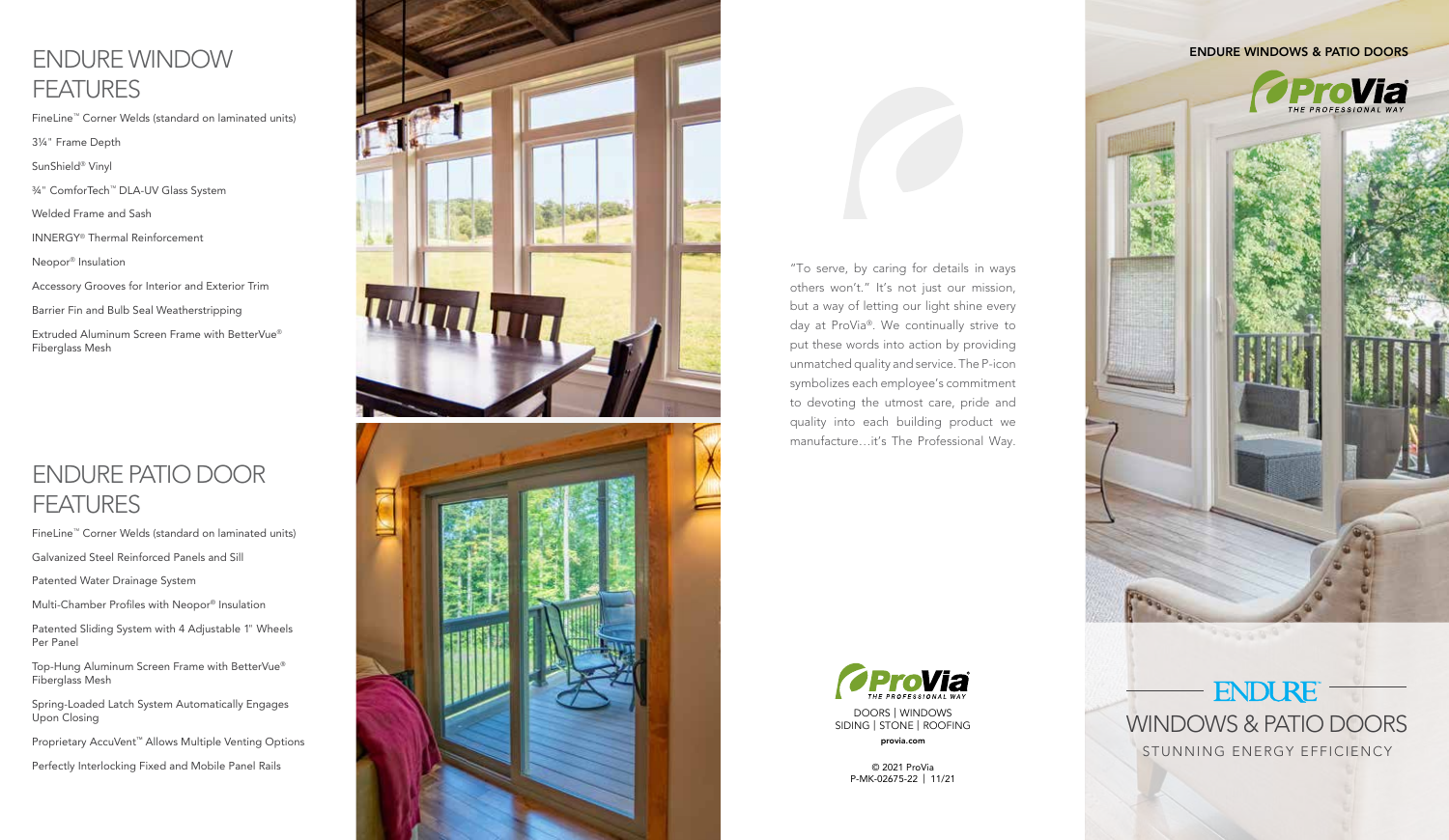# ENDURE WINDOW FEATURES

FineLine™ Corner Welds (standard on laminated units)

3¼" Frame Depth

SunShield® Vinyl

¾" ComforTech™ DLA-UV Glass System

Welded Frame and Sash

INNERGY® Thermal Reinforcement

Neopor® Insulation

Accessory Grooves for Interior and Exterior Trim

Barrier Fin and Bulb Seal Weatherstripping

Extruded Aluminum Screen Frame with BetterVue® Fiberglass Mesh

# ENDURE PATIO DOOR FEATURES

FineLine™ Corner Welds (standard on laminated units)

Galvanized Steel Reinforced Panels and Sill

Patented Water Drainage System

Multi-Chamber Profiles with Neopor® Insulation

Patented Sliding System with 4 Adjustable 1" Wheels Per Panel

Top-Hung Aluminum Screen Frame with BetterVue® Fiberglass Mesh

Spring-Loaded Latch System Automatically Engages Upon Closing

Proprietary AccuVent™ Allows Multiple Venting Options

Perfectly Interlocking Fixed and Mobile Panel Rails

"To serve, by caring for details in ways others won't." It's not just our mission, but a way of letting our light shine every day at ProVia®. We continually strive to put these words into action by providing unmatched quality and service. The P-icon symbolizes each employee's commitment to devoting the utmost care, pride and quality into each building product we manufacture…it's The Professional Way.

ProVia THE PROFESSIONAL WAY

DOORS | WINDOWS
SIDING | STONE | ROOFING

**provia.com**

© 2021 ProVia
P-MK-02675-22 | 11/21

**ENDURE WINDOWS & PATIO DOORS**

ProVia® THE PROFESSIONAL WAY

ENDURE®

WINDOWS & PATIO DOORS

STUNNING ENERGY EFFICIENCY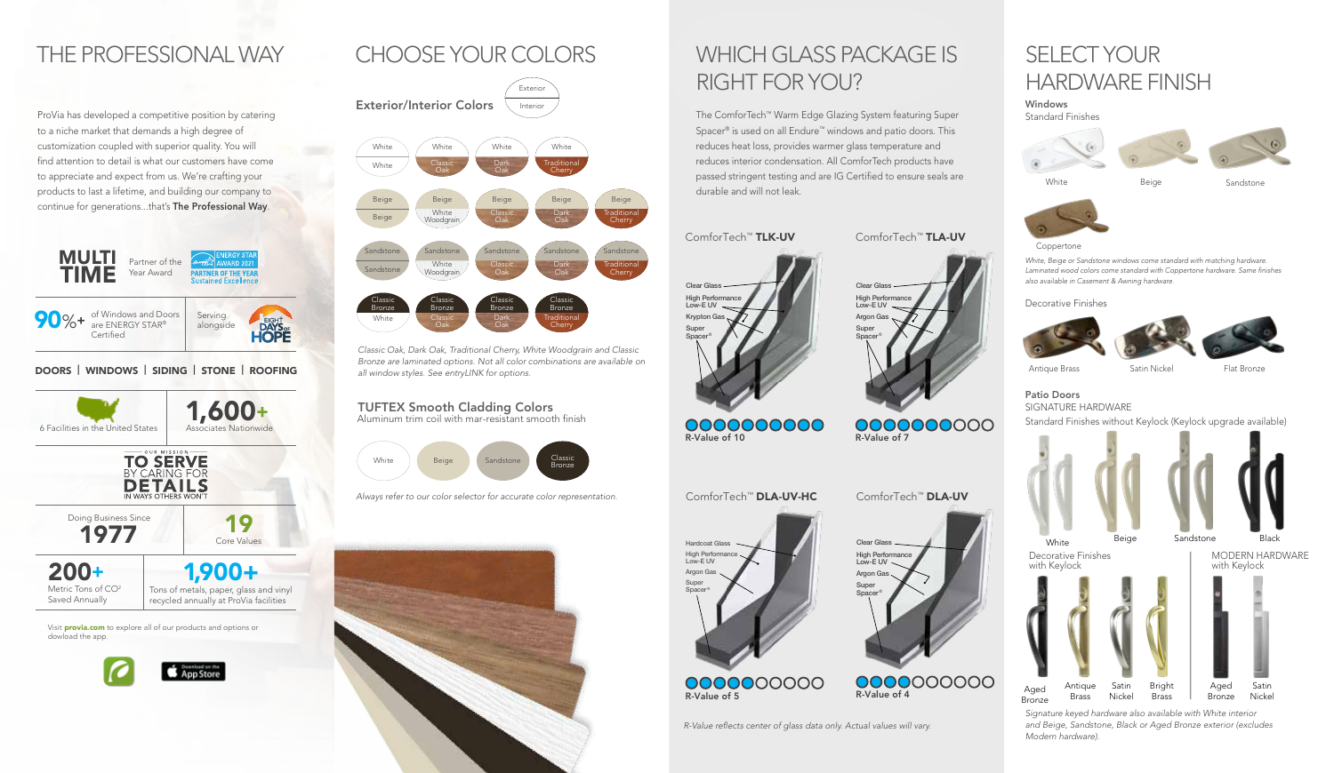# THE PROFESSIONAL WAY

ProVia has developed a competitive position by catering to a niche market that demands a high degree of customization coupled with superior quality. You will find attention to detail is what our customers have come to appreciate and expect from us. We're crafting your products to last a lifetime, and building our company to continue for generations...that's **The Professional Way**.

MULTI TIME Partner of the Year Award

ENERGY STAR AWARD 2021 PARTNER OF THE YEAR Sustained Excellence

90%+ of Windows and Doors are ENERGY STAR® Certified

Serving alongside EIGHT DAYS OF HOPE

DOORS | WINDOWS | SIDING | STONE | ROOFING

6 Facilities in the United States

1,600+ Associates Nationwide

OUR MISSION TO SERVE BY CARING FOR DETAILS IN WAYS OTHERS WON'T

Doing Business Since 1977

19 Core Values

200+ Metric Tons of $CO_2$ Saved Annually

1,900+ Tons of metals, paper, glass and vinyl recycled annually at ProVia facilities

Visit **provia.com** to explore all of our products and options or download the app.

Download on the App Store

# CHOOSE YOUR COLORS

### Exterior/Interior Colors

Exterior / Interior

| Exterior | Interior |
|---|---|
| White | White |
| White | Classic Oak |
| White | Dark Oak |
| White | Traditional Cherry |
| Beige | Beige |
| Beige | White Woodgrain |
| Beige | Classic Oak |
| Beige | Dark Oak |
| Beige | Traditional Cherry |
| Sandstone | Sandstone |
| Sandstone | White Woodgrain |
| Sandstone | Classic Oak |
| Sandstone | Dark Oak |
| Sandstone | Traditional Cherry |
| Classic Bronze | White |
| Classic Bronze | Classic Oak |
| Classic Bronze | Dark Oak |
| Classic Bronze | Traditional Cherry |

*Classic Oak, Dark Oak, Traditional Cherry, White Woodgrain and Classic Bronze are laminated options. Not all color combinations are available on all window styles. See entryLINK for options.*

### TUFTEX Smooth Cladding Colors

Aluminum trim coil with mar-resistant smooth finish

White | Beige | Sandstone | Classic Bronze

*Always refer to our color selector for accurate color representation.*

# WHICH GLASS PACKAGE IS RIGHT FOR YOU?

The ComforTech™ Warm Edge Glazing System featuring Super Spacer® is used on all Endure™ windows and patio doors. This reduces heat loss, provides warmer glass temperature and reduces interior condensation. All ComforTech products have passed stringent testing and are IG Certified to ensure seals are durable and will not leak.

**ComforTech™ TLK-UV**

Clear Glass
High Performance Low-E UV
Krypton Gas
Super Spacer®

R-Value of 10

**ComforTech™ TLA-UV**

Clear Glass
High Performance Low-E UV
Argon Gas
Super Spacer®

R-Value of 7

**ComforTech™ DLA-UV-HC**

Hardcoat Glass
High Performance Low-E UV
Argon Gas
Super Spacer®

R-Value of 5

**ComforTech™ DLA-UV**

Clear Glass
High Performance Low-E UV
Argon Gas
Super Spacer®

R-Value of 4

*R-Value reflects center of glass data only. Actual values will vary.*

# SELECT YOUR HARDWARE FINISH

### Windows

Standard Finishes

White | Beige | Sandstone | Coppertone

*White, Beige or Sandstone windows come standard with matching hardware. Laminated wood colors come standard with Coppertone hardware. Same finishes also available in Casement & Awning hardware.*

Decorative Finishes

Antique Brass | Satin Nickel | Flat Bronze

### Patio Doors

SIGNATURE HARDWARE

Standard Finishes without Keylock (Keylock upgrade available)

White | Beige | Sandstone | Black

Decorative Finishes with Keylock

Aged Bronze | Antique Brass | Satin Nickel | Bright Brass

MODERN HARDWARE with Keylock

Aged Bronze | Satin Nickel

*Signature keyed hardware also available with White interior and Beige, Sandstone, Black or Aged Bronze exterior (excludes Modern hardware).*